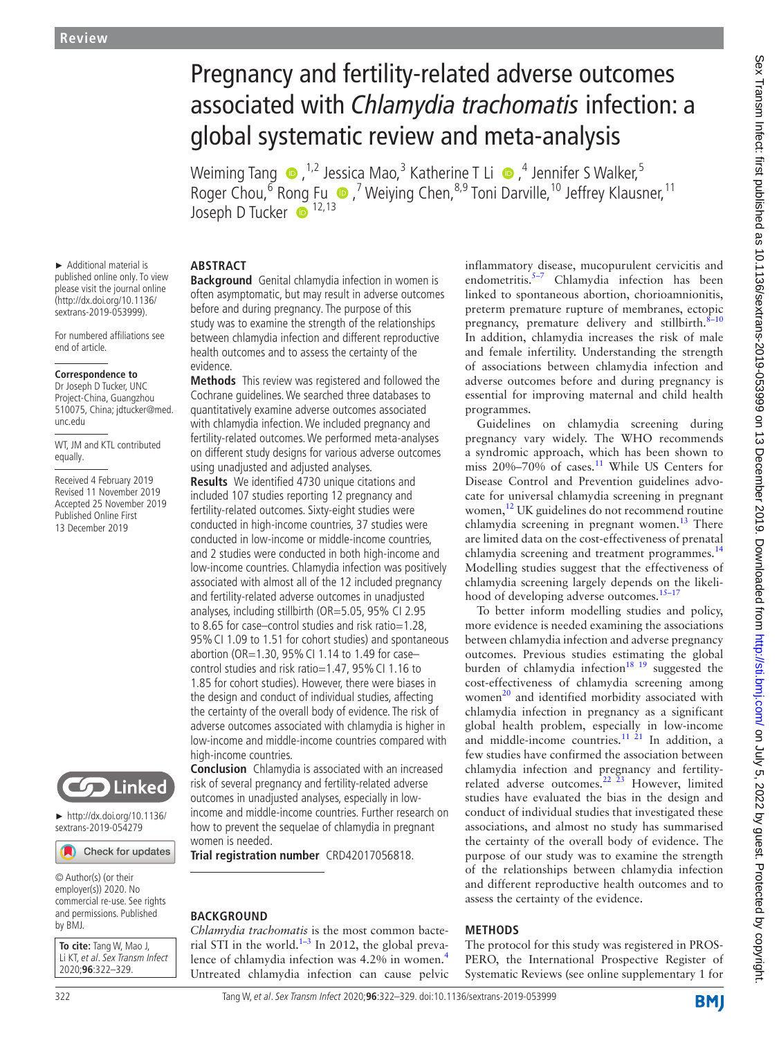Review

# Pregnancy and fertility-related adverse outcomes associated with *Chlamydia trachomatis* infection: a global systematic review and meta-analysis

Weiming Tang,[1,2] Jessica Mao,[3] Katherine T Li,[4] Jennifer S Walker,[5] Roger Chou,[6] Rong Fu,[7] Weiying Chen,[8,9] Toni Darville,[10] Jeffrey Klausner,[11] Joseph D Tucker[12,13]

► Additional material is published online only. To view please visit the journal online (http://dx.doi.org/10.1136/sextrans-2019-053999).

For numbered affiliations see end of article.

**Correspondence to**
Dr Joseph D Tucker, UNC Project-China, Guangzhou 510075, China; jdtucker@med.unc.edu

WT, JM and KTL contributed equally.

Received 4 February 2019
Revised 11 November 2019
Accepted 25 November 2019
Published Online First 13 December 2019

► http://dx.doi.org/10.1136/sextrans-2019-054279

© Author(s) (or their employer(s)) 2020. No commercial re-use. See rights and permissions. Published by BMJ.

**To cite:** Tang W, Mao J, Li KT, *et al*. *Sex Transm Infect* 2020;**96**:322–329.

## ABSTRACT

**Background** Genital chlamydia infection in women is often asymptomatic, but may result in adverse outcomes before and during pregnancy. The purpose of this study was to examine the strength of the relationships between chlamydia infection and different reproductive health outcomes and to assess the certainty of the evidence.

**Methods** This review was registered and followed the Cochrane guidelines. We searched three databases to quantitatively examine adverse outcomes associated with chlamydia infection. We included pregnancy and fertility-related outcomes. We performed meta-analyses on different study designs for various adverse outcomes using unadjusted and adjusted analyses.

**Results** We identified 4730 unique citations and included 107 studies reporting 12 pregnancy and fertility-related outcomes. Sixty-eight studies were conducted in high-income countries, 37 studies were conducted in low-income or middle-income countries, and 2 studies were conducted in both high-income and low-income countries. Chlamydia infection was positively associated with almost all of the 12 included pregnancy and fertility-related adverse outcomes in unadjusted analyses, including stillbirth (OR=5.05, 95% CI 2.95 to 8.65 for case–control studies and risk ratio=1.28, 95% CI 1.09 to 1.51 for cohort studies) and spontaneous abortion (OR=1.30, 95% CI 1.14 to 1.49 for case–control studies and risk ratio=1.47, 95% CI 1.16 to 1.85 for cohort studies). However, there were biases in the design and conduct of individual studies, affecting the certainty of the overall body of evidence. The risk of adverse outcomes associated with chlamydia is higher in low-income and middle-income countries compared with high-income countries.

**Conclusion** Chlamydia is associated with an increased risk of several pregnancy and fertility-related adverse outcomes in unadjusted analyses, especially in low-income and middle-income countries. Further research on how to prevent the sequelae of chlamydia in pregnant women is needed.

**Trial registration number** CRD42017056818.

## BACKGROUND

*Chlamydia trachomatis* is the most common bacterial STI in the world.[1–3] In 2012, the global prevalence of chlamydia infection was 4.2% in women.[4] Untreated chlamydia infection can cause pelvic inflammatory disease, mucopurulent cervicitis and endometritis.[5–7] Chlamydia infection has been linked to spontaneous abortion, chorioamnionitis, preterm premature rupture of membranes, ectopic pregnancy, premature delivery and stillbirth.[8–10] In addition, chlamydia increases the risk of male and female infertility. Understanding the strength of associations between chlamydia infection and adverse outcomes before and during pregnancy is essential for improving maternal and child health programmes.

Guidelines on chlamydia screening during pregnancy vary widely. The WHO recommends a syndromic approach, which has been shown to miss 20%–70% of cases.[11] While US Centers for Disease Control and Prevention guidelines advocate for universal chlamydia screening in pregnant women,[12] UK guidelines do not recommend routine chlamydia screening in pregnant women.[13] There are limited data on the cost-effectiveness of prenatal chlamydia screening and treatment programmes.[14] Modelling studies suggest that the effectiveness of chlamydia screening largely depends on the likelihood of developing adverse outcomes.[15–17]

To better inform modelling studies and policy, more evidence is needed examining the associations between chlamydia infection and adverse pregnancy outcomes. Previous studies estimating the global burden of chlamydia infection[18 19] suggested the cost-effectiveness of chlamydia screening among women[20] and identified morbidity associated with chlamydia infection in pregnancy as a significant global health problem, especially in low-income and middle-income countries.[11 21] In addition, a few studies have confirmed the association between chlamydia infection and pregnancy and fertility-related adverse outcomes.[22 23] However, limited studies have evaluated the bias in the design and conduct of individual studies that investigated these associations, and almost no study has summarised the certainty of the overall body of evidence. The purpose of our study was to examine the strength of the relationships between chlamydia infection and different reproductive health outcomes and to assess the certainty of the evidence.

## METHODS

The protocol for this study was registered in PROSPERO, the International Prospective Register of Systematic Reviews (see online supplementary 1 for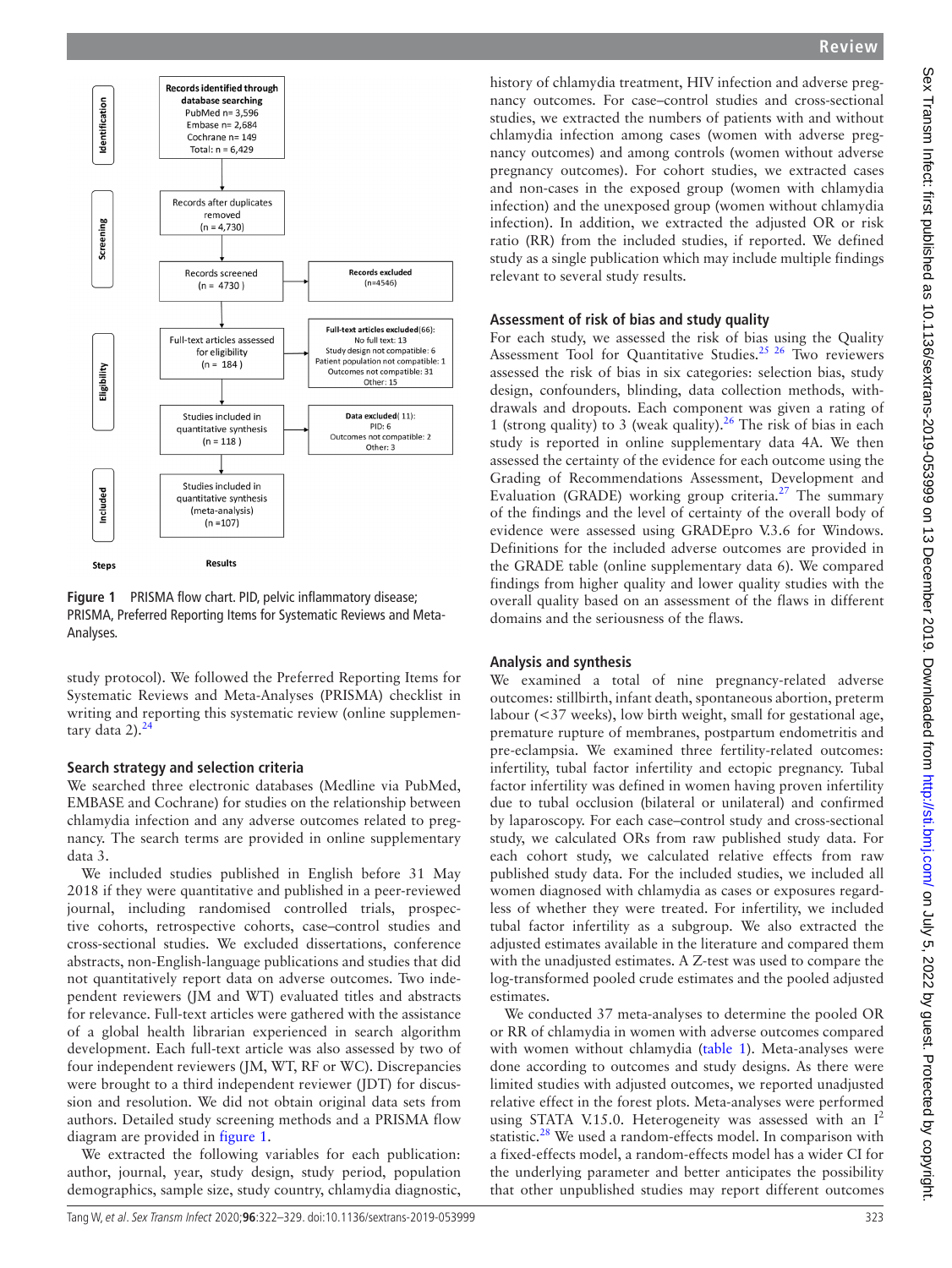Records identified through database searching
PubMed n= 3,596
Embase n= 2,684
Cochrane n= 149
Total: n = 6,429

Records after duplicates removed
(n = 4,730)

Records screened
(n = 4730)

Records excluded
(n=4546)

Full-text articles assessed for eligibility
(n = 184)

Full-text articles excluded(66):
No full text: 13
Study design not compatible: 6
Patient population not compatible: 1
Outcomes not compatible: 31
Other: 15

Studies included in quantitative synthesis
(n = 118)

Data excluded( 11):
PID: 6
Outcomes not compatible: 2
Other: 3

Studies included in quantitative synthesis (meta-analysis)
(n =107)

Steps: Identification, Screening, Eligibility, Included

Results

**Figure 1** PRISMA flow chart. PID, pelvic inflammatory disease; PRISMA, Preferred Reporting Items for Systematic Reviews and Meta-Analyses.

study protocol). We followed the Preferred Reporting Items for Systematic Reviews and Meta-Analyses (PRISMA) checklist in writing and reporting this systematic review (online supplementary data 2).[24]

### Search strategy and selection criteria

We searched three electronic databases (Medline via PubMed, EMBASE and Cochrane) for studies on the relationship between chlamydia infection and any adverse outcomes related to pregnancy. The search terms are provided in online supplementary data 3.

We included studies published in English before 31 May 2018 if they were quantitative and published in a peer-reviewed journal, including randomised controlled trials, prospective cohorts, retrospective cohorts, case–control studies and cross-sectional studies. We excluded dissertations, conference abstracts, non-English-language publications and studies that did not quantitatively report data on adverse outcomes. Two independent reviewers (JM and WT) evaluated titles and abstracts for relevance. Full-text articles were gathered with the assistance of a global health librarian experienced in search algorithm development. Each full-text article was also assessed by two of four independent reviewers (JM, WT, RF or WC). Discrepancies were brought to a third independent reviewer (JDT) for discussion and resolution. We did not obtain original data sets from authors. Detailed study screening methods and a PRISMA flow diagram are provided in figure 1.

We extracted the following variables for each publication: author, journal, year, study design, study period, population demographics, sample size, study country, chlamydia diagnostic, history of chlamydia treatment, HIV infection and adverse pregnancy outcomes. For case–control studies and cross-sectional studies, we extracted the numbers of patients with and without chlamydia infection among cases (women with adverse pregnancy outcomes) and among controls (women without adverse pregnancy outcomes). For cohort studies, we extracted cases and non-cases in the exposed group (women with chlamydia infection) and the unexposed group (women without chlamydia infection). In addition, we extracted the adjusted OR or risk ratio (RR) from the included studies, if reported. We defined study as a single publication which may include multiple findings relevant to several study results.

### Assessment of risk of bias and study quality

For each study, we assessed the risk of bias using the Quality Assessment Tool for Quantitative Studies.[25 26] Two reviewers assessed the risk of bias in six categories: selection bias, study design, confounders, blinding, data collection methods, withdrawals and dropouts. Each component was given a rating of 1 (strong quality) to 3 (weak quality).[26] The risk of bias in each study is reported in online supplementary data 4A. We then assessed the certainty of the evidence for each outcome using the Grading of Recommendations Assessment, Development and Evaluation (GRADE) working group criteria.[27] The summary of the findings and the level of certainty of the overall body of evidence were assessed using GRADEpro V.3.6 for Windows. Definitions for the included adverse outcomes are provided in the GRADE table (online supplementary data 6). We compared findings from higher quality and lower quality studies with the overall quality based on an assessment of the flaws in different domains and the seriousness of the flaws.

### Analysis and synthesis

We examined a total of nine pregnancy-related adverse outcomes: stillbirth, infant death, spontaneous abortion, preterm labour (<37 weeks), low birth weight, small for gestational age, premature rupture of membranes, postpartum endometritis and pre-eclampsia. We examined three fertility-related outcomes: infertility, tubal factor infertility and ectopic pregnancy. Tubal factor infertility was defined in women having proven infertility due to tubal occlusion (bilateral or unilateral) and confirmed by laparoscopy. For each case–control study and cross-sectional study, we calculated ORs from raw published study data. For each cohort study, we calculated relative effects from raw published study data. For the included studies, we included all women diagnosed with chlamydia as cases or exposures regardless of whether they were treated. For infertility, we included tubal factor infertility as a subgroup. We also extracted the adjusted estimates available in the literature and compared them with the unadjusted estimates. A Z-test was used to compare the log-transformed pooled crude estimates and the pooled adjusted estimates.

We conducted 37 meta-analyses to determine the pooled OR or RR of chlamydia in women with adverse outcomes compared with women without chlamydia (table 1). Meta-analyses were done according to outcomes and study designs. As there were limited studies with adjusted outcomes, we reported unadjusted relative effect in the forest plots. Meta-analyses were performed using STATA V.15.0. Heterogeneity was assessed with an $I^2$ statistic.[28] We used a random-effects model. In comparison with a fixed-effects model, a random-effects model has a wider CI for the underlying parameter and better anticipates the possibility that other unpublished studies may report different outcomes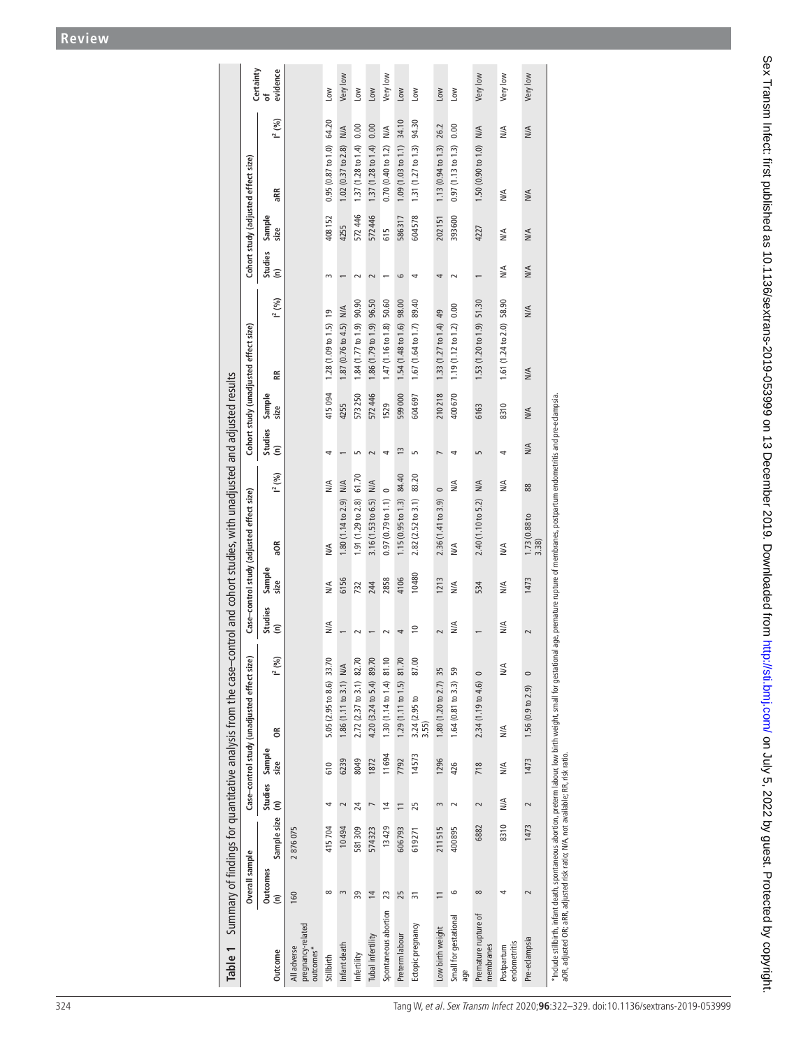**Table 1** Summary of findings for quantitative analysis from the case–control and cohort studies, with unadjusted and adjusted results

| Outcome | Overall sample | | Case–control study (unadjusted effect size) | | | | Case–control study (adjusted effect size) | | | | Cohort study (unadjusted effect size) | | | | Cohort study (adjusted effect size) | | | | Certainty of evidence |
|---|---|---|---|---|---|---|---|---|---|---|---|---|---|---|---|---|---|---|---|
| | Outcomes (n) | Sample size (n) | Studies (n) | Sample size | OR | I² (%) | Studies (n) | Sample size | aOR | I² (%) | Studies (n) | Sample size | RR | I² (%) | Studies (n) | Sample size | aRR | I² (%) | |
| All adverse pregnancy-related outcomes* | 160 | 2 876 075 | | | | | | | | | | | | | | | | | |
| Stillbirth | 8 | 415 704 | 4 | 610 | 5.05 (2.95 to 8.6) | 33.70 | N/A | N/A | N/A | N/A | 4 | 415 094 | 1.28 (1.09 to 1.5) | 19 | 3 | 408 152 | 0.95 (0.87 to 1.0) | 64.20 | Low |
| Infant death | 3 | 10 494 | 2 | 6239 | 1.86 (1.11 to 3.1) | N/A | 1 | 6156 | 1.80 (1.14 to 2.9) | N/A | 1 | 4255 | 1.87 (0.76 to 4.5) | N/A | 1 | 4255 | 1.02 (0.37 to 2.8) | N/A | Very low |
| Infertility | 39 | 581 309 | 24 | 8049 | 2.72 (2.37 to 3.1) | 82.70 | 2 | 732 | 1.91 (1.29 to 2.8) | 61.70 | 5 | 573 250 | 1.84 (1.77 to 1.9) | 90.90 | 2 | 572 446 | 1.37 (1.28 to 1.4) | 0.00 | Low |
| Tubal infertility | 14 | 574 323 | 7 | 1872 | 4.20 (3.24 to 5.4) | 89.70 | 1 | 244 | 3.16 (1.53 to 6.5) | N/A | 2 | 572 446 | 1.86 (1.79 to 1.9) | 96.50 | 2 | 572 446 | 1.37 (1.28 to 1.4) | 0.00 | Low |
| Spontaneous abortion | 23 | 13 429 | 14 | 11 694 | 1.30 (1.14 to 1.4) | 81.10 | 2 | 2858 | 0.97 (0.79 to 1.1) | 0 | 4 | 1529 | 1.47 (1.16 to 1.8) | 50.60 | 1 | 615 | 0.70 (0.40 to 1.2) | N/A | Very low |
| Preterm labour | 25 | 606 793 | 11 | 7792 | 1.29 (1.11 to 1.5) | 81.70 | 4 | 4106 | 1.15 (0.95 to 1.3) | 84.40 | 13 | 599 000 | 1.54 (1.48 to 1.6) | 98.00 | 6 | 586 317 | 1.09 (1.03 to 1.1) | 34.10 | Low |
| Ectopic pregnancy | 31 | 619 271 | 25 | 14 573 | 3.24 (2.95 to 3.55) | 87.00 | 10 | 10 480 | 2.82 (2.52 to 3.1) | 83.20 | 5 | 604 697 | 1.67 (1.64 to 1.7) | 89.40 | 4 | 604 578 | 1.31 (1.27 to 1.3) | 94.30 | Low |
| Low birth weight | 11 | 211 515 | 3 | 1296 | 1.80 (1.20 to 2.7) | 35 | 2 | 1213 | 2.36 (1.41 to 3.9) | 0 | 7 | 210 218 | 1.33 (1.27 to 1.4) | 49 | 4 | 202 151 | 1.13 (0.94 to 1.3) | 26.2 | Low |
| Small for gestational age | 6 | 400 895 | 2 | 426 | 1.64 (0.81 to 3.3) | 59 | N/A | N/A | N/A | N/A | 4 | 400 670 | 1.19 (1.12 to 1.2) | 0.00 | 2 | 393 600 | 0.97 (1.13 to 1.3) | 0.00 | Low |
| Premature rupture of membranes | 8 | 6882 | 2 | 718 | 2.34 (1.19 to 4.6) | 0 | 1 | 534 | 2.40 (1.10 to 5.2) | N/A | 5 | 6163 | 1.53 (1.20 to 1.9) | 51.30 | 1 | 4227 | 1.50 (0.90 to 1.0) | N/A | Very low |
| Postpartum endometritis | 4 | 8310 | N/A | N/A | N/A | N/A | N/A | N/A | N/A | N/A | 4 | 8310 | 1.61 (1.24 to 2.0) | 58.90 | N/A | N/A | N/A | N/A | Very low |
| Pre-eclampsia | 2 | 1473 | 2 | 1473 | 1.56 (0.9 to 2.9) | 0 | 2 | 1473 | 1.73 (0.88 to 3.38) | 88 | N/A | N/A | N/A | N/A | N/A | N/A | N/A | N/A | Very low |

*Include stillbirth, infant death, spontaneous abortion, preterm labour, low birth weight, small for gestational age, premature rupture of membranes, postpartum endometritis and pre-eclampsia.
aOR, adjusted OR; aRR, adjusted risk ratio; N/A, not available; RR, risk ratio.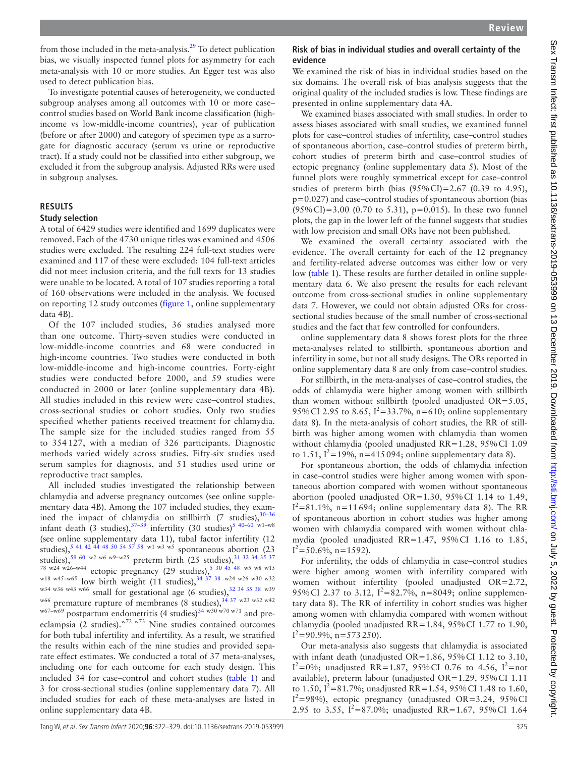from those included in the meta-analysis.[29] To detect publication bias, we visually inspected funnel plots for asymmetry for each meta-analysis with 10 or more studies. An Egger test was also used to detect publication bias.

To investigate potential causes of heterogeneity, we conducted subgroup analyses among all outcomes with 10 or more case–control studies based on World Bank income classification (high-income vs low-middle-income countries), year of publication (before or after 2000) and category of specimen type as a surrogate for diagnostic accuracy (serum vs urine or reproductive tract). If a study could not be classified into either subgroup, we excluded it from the subgroup analysis. Adjusted RRs were used in subgroup analyses.

## RESULTS

### Study selection

A total of 6429 studies were identified and 1699 duplicates were removed. Each of the 4730 unique titles was examined and 4506 studies were excluded. The resulting 224 full-text studies were examined and 117 of these were excluded: 104 full-text articles did not meet inclusion criteria, and the full texts for 13 studies were unable to be located. A total of 107 studies reporting a total of 160 observations were included in the analysis. We focused on reporting 12 study outcomes (figure 1, online supplementary data 4B).

Of the 107 included studies, 36 studies analysed more than one outcome. Thirty-seven studies were conducted in low-middle-income countries and 68 were conducted in high-income countries. Two studies were conducted in both low-middle-income and high-income countries. Forty-eight studies were conducted before 2000, and 59 studies were conducted in 2000 or later (online supplementary data 4B). All studies included in this review were case–control studies, cross-sectional studies or cohort studies. Only two studies specified whether patients received treatment for chlamydia. The sample size for the included studies ranged from 55 to 354 127, with a median of 326 participants. Diagnostic methods varied widely across studies. Fifty-six studies used serum samples for diagnosis, and 51 studies used urine or reproductive tract samples.

All included studies investigated the relationship between chlamydia and adverse pregnancy outcomes (see online supplementary data 4B). Among the 107 included studies, they examined the impact of chlamydia on stillbirth (7 studies),[30–36] infant death (3 studies),[37–39] infertility (30 studies)[5 40–60 w1–w8] (see online supplementary data 11), tubal factor infertility (12 studies),[5 41 42 44 48 50 54 57 58 w1 w3 w5] spontaneous abortion (23 studies),[59 60 w2 w6 w9–w25] preterm birth (25 studies),[31 32 34 35 37 78 w24 w26–w44] ectopic pregnancy (29 studies),[5 30 45 48 w5 w8 w15 w18 w45–w65] low birth weight (11 studies),[34 37 38 w24 w26 w30 w32 w34 w36 w43 w66] small for gestational age (6 studies),[32 34 35 38 w39 w66] premature rupture of membranes (8 studies),[34 37 w23 w32 w42 w67–w69] postpartum endometritis (4 studies)[34 w30 w70 w71] and pre-eclampsia (2 studies).[w72 w73] Nine studies contained outcomes for both tubal infertility and infertility. As a result, we stratified the results within each of the nine studies and provided separate effect estimates. We conducted a total of 37 meta-analyses, including one for each outcome for each study design. This included 34 for case–control and cohort studies (table 1) and 3 for cross-sectional studies (online supplementary data 7). All included studies for each of these meta-analyses are listed in online supplementary data 4B.

### Risk of bias in individual studies and overall certainty of the evidence

We examined the risk of bias in individual studies based on the six domains. The overall risk of bias analysis suggests that the original quality of the included studies is low. These findings are presented in online supplementary data 4A.

We examined biases associated with small studies. In order to assess biases associated with small studies, we examined funnel plots for case–control studies of infertility, case–control studies of spontaneous abortion, case–control studies of preterm birth, cohort studies of preterm birth and case–control studies of ectopic pregnancy (online supplementary data 5). Most of the funnel plots were roughly symmetrical except for case–control studies of preterm birth (bias (95% CI)=2.67 (0.39 to 4.95), p=0.027) and case–control studies of spontaneous abortion (bias (95% CI)=3.00 (0.70 to 5.31), p=0.015). In these two funnel plots, the gap in the lower left of the funnel suggests that studies with low precision and small ORs have not been published.

We examined the overall certainty associated with the evidence. The overall certainty for each of the 12 pregnancy and fertility-related adverse outcomes was either low or very low (table 1). These results are further detailed in online supplementary data 6. We also present the results for each relevant outcome from cross-sectional studies in online supplementary data 7. However, we could not obtain adjusted ORs for cross-sectional studies because of the small number of cross-sectional studies and the fact that few controlled for confounders.

online supplementary data 8 shows forest plots for the three meta-analyses related to stillbirth, spontaneous abortion and infertility in some, but not all study designs. The ORs reported in online supplementary data 8 are only from case–control studies.

For stillbirth, in the meta-analyses of case–control studies, the odds of chlamydia were higher among women with stillbirth than women without stillbirth (pooled unadjusted OR=5.05, 95% CI 2.95 to 8.65, $I^2$=33.7%, n=610; online supplementary data 8). In the meta-analysis of cohort studies, the RR of stillbirth was higher among women with chlamydia than women without chlamydia (pooled unadjusted RR=1.28, 95% CI 1.09 to 1.51, $I^2$=19%, n=415 094; online supplementary data 8).

For spontaneous abortion, the odds of chlamydia infection in case–control studies were higher among women with spontaneous abortion compared with women without spontaneous abortion (pooled unadjusted OR=1.30, 95% CI 1.14 to 1.49, $I^2$=81.1%, n=11 694; online supplementary data 8). The RR of spontaneous abortion in cohort studies was higher among women with chlamydia compared with women without chlamydia (pooled unadjusted RR=1.47, 95% CI 1.16 to 1.85, $I^2$=50.6%, n=1592).

For infertility, the odds of chlamydia in case–control studies were higher among women with infertility compared with women without infertility (pooled unadjusted OR=2.72, 95% CI 2.37 to 3.12, $I^2$=82.7%, n=8049; online supplementary data 8). The RR of infertility in cohort studies was higher among women with chlamydia compared with women without chlamydia (pooled unadjusted RR=1.84, 95% CI 1.77 to 1.90, $I^2$=90.9%, n=573 250).

Our meta-analysis also suggests that chlamydia is associated with infant death (unadjusted OR=1.86, 95% CI 1.12 to 3.10, $I^2$=0%; unadjusted RR=1.87, 95% CI 0.76 to 4.56, $I^2$=not available), preterm labour (unadjusted OR=1.29, 95% CI 1.11 to 1.50, $I^2$=81.7%; unadjusted RR=1.54, 95% CI 1.48 to 1.60, $I^2$=98%), ectopic pregnancy (unadjusted OR=3.24, 95% CI 2.95 to 3.55, $I^2$=87.0%; unadjusted RR=1.67, 95% CI 1.64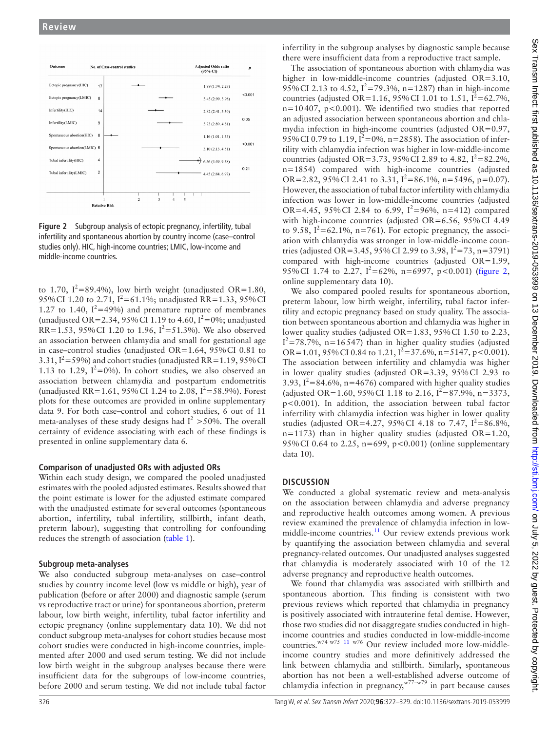| Outcome | No. of Case-control studies | Adjusted Odds ratio (95% CI) | p |
|---|---|---|---|
| Ectopic pregnancy(HIC) | 17 | 1.99 (1.74, 2.28) | <0.001 |
| Ectopic pregnancy(LMIC) | 8 | 3.45 (2.99, 3.98) | |
| Infertility(HIC) | 14 | 2.82 (2.41, 3.30) | 0.05 |
| Infertility(LMIC) | 9 | 3.73 (2.89, 4.81) | |
| Spontaneous abortion(HIC) | 8 | 1.16 (1.01, 1.33) | <0.001 |
| Spontaneous abortion(LMIC) | 6 | 3.10 (2.13, 4.51) | |
| Tubal infertility(HIC) | 4 | 6.56 (4.49, 9.58) | 0.21 |
| Tubal infertility(LMIC) | 2 | 4.45 (2.84, 6.97) | |

**Figure 2** Subgroup analysis of ectopic pregnancy, infertility, tubal infertility and spontaneous abortion by country income (case–control studies only). HIC, high-income countries; LMIC, low-income and middle-income countries.

to 1.70, $I^2$=89.4%), low birth weight (unadjusted OR=1.80, 95% CI 1.20 to 2.71, $I^2$=61.1%; unadjusted RR=1.33, 95% CI 1.27 to 1.40, $I^2$=49%) and premature rupture of membranes (unadjusted OR=2.34, 95% CI 1.19 to 4.60, $I^2$=0%; unadjusted RR=1.53, 95% CI 1.20 to 1.96, $I^2$=51.3%). We also observed an association between chlamydia and small for gestational age in case–control studies (unadjusted OR=1.64, 95% CI 0.81 to 3.31, $I^2$=59%) and cohort studies (unadjusted RR=1.19, 95% CI 1.13 to 1.29, $I^2$=0%). In cohort studies, we also observed an association between chlamydia and postpartum endometritis (unadjusted RR=1.61, 95% CI 1.24 to 2.08, $I^2$=58.9%). Forest plots for these outcomes are provided in online supplementary data 9. For both case–control and cohort studies, 6 out of 11 meta-analyses of these study designs had $I^2$ >50%. The overall certainty of evidence associating with each of these findings is presented in online supplementary data 6.

### Comparison of unadjusted ORs with adjusted ORs

Within each study design, we compared the pooled unadjusted estimates with the pooled adjusted estimates. Results showed that the point estimate is lower for the adjusted estimate compared with the unadjusted estimate for several outcomes (spontaneous abortion, infertility, tubal infertility, stillbirth, infant death, preterm labour), suggesting that controlling for confounding reduces the strength of association (table 1).

### Subgroup meta-analyses

We also conducted subgroup meta-analyses on case–control studies by country income level (low vs middle or high), year of publication (before or after 2000) and diagnostic sample (serum vs reproductive tract or urine) for spontaneous abortion, preterm labour, low birth weight, infertility, tubal factor infertility and ectopic pregnancy (online supplementary data 10). We did not conduct subgroup meta-analyses for cohort studies because most cohort studies were conducted in high-income countries, implemented after 2000 and used serum testing. We did not include low birth weight in the subgroup analyses because there were insufficient data for the subgroups of low-income countries, before 2000 and serum testing. We did not include tubal factor infertility in the subgroup analyses by diagnostic sample because there were insufficient data from a reproductive tract sample.

The association of spontaneous abortion with chlamydia was higher in low-middle-income countries (adjusted OR=3.10, 95% CI 2.13 to 4.52, $I^2$=79.3%, n=1287) than in high-income countries (adjusted OR=1.16, 95% CI 1.01 to 1.51, $I^2$=62.7%, n=10407, p<0.001). We identified two studies that reported an adjusted association between spontaneous abortion and chlamydia infection in high-income countries (adjusted OR=0.97, 95% CI 0.79 to 1.19, $I^2$=0%, n=2858). The association of infertility with chlamydia infection was higher in low-middle-income countries (adjusted OR=3.73, 95% CI 2.89 to 4.82, $I^2$=82.2%, n=1854) compared with high-income countries (adjusted OR=2.82, 95% CI 2.41 to 3.31, $I^2$=86.1%, n=5496, p=0.07). However, the association of tubal factor infertility with chlamydia infection was lower in low-middle-income countries (adjusted OR=4.45, 95% CI 2.84 to 6.99, $I^2$=96%, n=412) compared with high-income countries (adjusted OR=6.56, 95% CI 4.49 to 9.58, $I^2$=62.1%, n=761). For ectopic pregnancy, the association with chlamydia was stronger in low-middle-income countries (adjusted OR=3.45, 95% CI 2.99 to 3.98, $I^2$=73, n=3791) compared with high-income countries (adjusted OR=1.99, 95% CI 1.74 to 2.27, $I^2$=62%, n=6997, p<0.001) (figure 2, online supplementary data 10).

We also compared pooled results for spontaneous abortion, preterm labour, low birth weight, infertility, tubal factor infertility and ectopic pregnancy based on study quality. The association between spontaneous abortion and chlamydia was higher in lower quality studies (adjusted OR=1.83, 95% CI 1.50 to 2.23, $I^2$=78.7%, n=16547) than in higher quality studies (adjusted OR=1.01, 95% CI 0.84 to 1.21, $I^2$=37.6%, n=5147, p<0.001). The association between infertility and chlamydia was higher in lower quality studies (adjusted OR=3.39, 95% CI 2.93 to 3.93, $I^2$=84.6%, n=4676) compared with higher quality studies (adjusted OR=1.60, 95% CI 1.18 to 2.16, $I^2$=87.9%, n=3373, p<0.001). In addition, the association between tubal factor infertility with chlamydia infection was higher in lower quality studies (adjusted OR=4.27, 95% CI 4.18 to 7.47, $I^2$=86.8%, n=1173) than in higher quality studies (adjusted OR=1.20, 95% CI 0.64 to 2.25, n=699, p<0.001) (online supplementary data 10).

## DISCUSSION

We conducted a global systematic review and meta-analysis on the association between chlamydia and adverse pregnancy and reproductive health outcomes among women. A previous review examined the prevalence of chlamydia infection in low-middle-income countries.[11] Our review extends previous work by quantifying the association between chlamydia and several pregnancy-related outcomes. Our unadjusted analyses suggested that chlamydia is moderately associated with 10 of the 12 adverse pregnancy and reproductive health outcomes.

We found that chlamydia was associated with stillbirth and spontaneous abortion. This finding is consistent with two previous reviews which reported that chlamydia in pregnancy is positively associated with intrauterine fetal demise. However, those two studies did not disaggregate studies conducted in high-income countries and studies conducted in low-middle-income countries.[w74 w75 11 w76] Our review included more low-middle-income country studies and more definitively addressed the link between chlamydia and stillbirth. Similarly, spontaneous abortion has not been a well-established adverse outcome of chlamydia infection in pregnancy,[w77–w79] in part because causes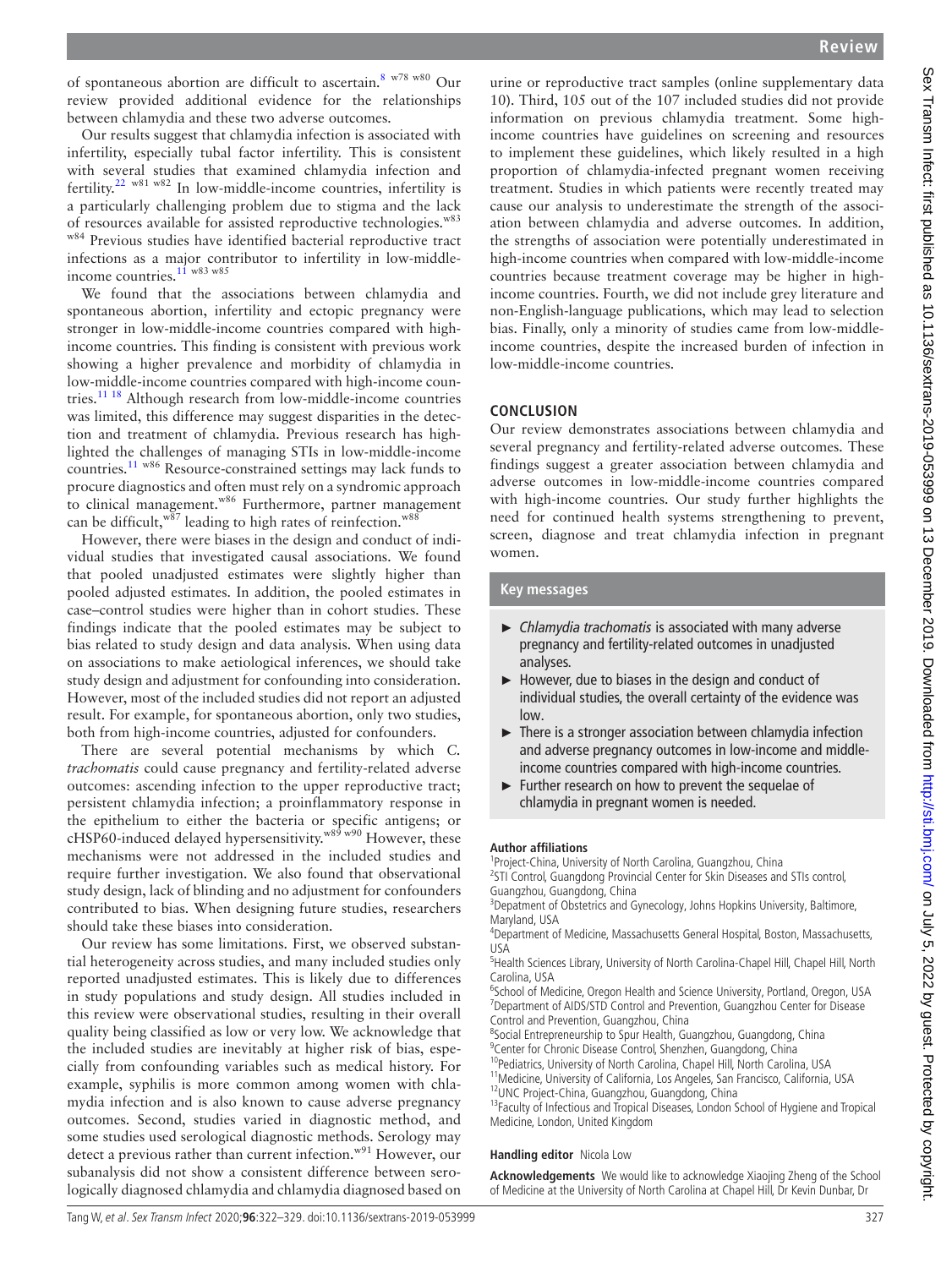of spontaneous abortion are difficult to ascertain.[8 w78 w80] Our review provided additional evidence for the relationships between chlamydia and these two adverse outcomes.

Our results suggest that chlamydia infection is associated with infertility, especially tubal factor infertility. This is consistent with several studies that examined chlamydia infection and fertility.[22 w81 w82] In low-middle-income countries, infertility is a particularly challenging problem due to stigma and the lack of resources available for assisted reproductive technologies.[w83 w84] Previous studies have identified bacterial reproductive tract infections as a major contributor to infertility in low-middle-income countries.[11 w83 w85]

We found that the associations between chlamydia and spontaneous abortion, infertility and ectopic pregnancy were stronger in low-middle-income countries compared with high-income countries. This finding is consistent with previous work showing a higher prevalence and morbidity of chlamydia in low-middle-income countries compared with high-income countries.[11 18] Although research from low-middle-income countries was limited, this difference may suggest disparities in the detection and treatment of chlamydia. Previous research has highlighted the challenges of managing STIs in low-middle-income countries.[11 w86] Resource-constrained settings may lack funds to procure diagnostics and often must rely on a syndromic approach to clinical management.[w86] Furthermore, partner management can be difficult,[w87] leading to high rates of reinfection.[w88]

However, there were biases in the design and conduct of individual studies that investigated causal associations. We found that pooled unadjusted estimates were slightly higher than pooled adjusted estimates. In addition, the pooled estimates in case–control studies were higher than in cohort studies. These findings indicate that the pooled estimates may be subject to bias related to study design and data analysis. When using data on associations to make aetiological inferences, we should take study design and adjustment for confounding into consideration. However, most of the included studies did not report an adjusted result. For example, for spontaneous abortion, only two studies, both from high-income countries, adjusted for confounders.

There are several potential mechanisms by which *C. trachomatis* could cause pregnancy and fertility-related adverse outcomes: ascending infection to the upper reproductive tract; persistent chlamydia infection; a proinflammatory response in the epithelium to either the bacteria or specific antigens; or cHSP60-induced delayed hypersensitivity.[w89 w90] However, these mechanisms were not addressed in the included studies and require further investigation. We also found that observational study design, lack of blinding and no adjustment for confounders contributed to bias. When designing future studies, researchers should take these biases into consideration.

Our review has some limitations. First, we observed substantial heterogeneity across studies, and many included studies only reported unadjusted estimates. This is likely due to differences in study populations and study design. All studies included in this review were observational studies, resulting in their overall quality being classified as low or very low. We acknowledge that the included studies are inevitably at higher risk of bias, especially from confounding variables such as medical history. For example, syphilis is more common among women with chlamydia infection and is also known to cause adverse pregnancy outcomes. Second, studies varied in diagnostic method, and some studies used serological diagnostic methods. Serology may detect a previous rather than current infection.[w91] However, our subanalysis did not show a consistent difference between serologically diagnosed chlamydia and chlamydia diagnosed based on urine or reproductive tract samples (online supplementary data 10). Third, 105 out of the 107 included studies did not provide information on previous chlamydia treatment. Some high-income countries have guidelines on screening and resources to implement these guidelines, which likely resulted in a high proportion of chlamydia-infected pregnant women receiving treatment. Studies in which patients were recently treated may cause our analysis to underestimate the strength of the association between chlamydia and adverse outcomes. In addition, the strengths of association were potentially underestimated in high-income countries when compared with low-middle-income countries because treatment coverage may be higher in high-income countries. Fourth, we did not include grey literature and non-English-language publications, which may lead to selection bias. Finally, only a minority of studies came from low-middle-income countries, despite the increased burden of infection in low-middle-income countries.

## CONCLUSION

Our review demonstrates associations between chlamydia and several pregnancy and fertility-related adverse outcomes. These findings suggest a greater association between chlamydia and adverse outcomes in low-middle-income countries compared with high-income countries. Our study further highlights the need for continued health systems strengthening to prevent, screen, diagnose and treat chlamydia infection in pregnant women.

### Key messages

- *Chlamydia trachomatis* is associated with many adverse pregnancy and fertility-related outcomes in unadjusted analyses.
- However, due to biases in the design and conduct of individual studies, the overall certainty of the evidence was low.
- There is a stronger association between chlamydia infection and adverse pregnancy outcomes in low-income and middle-income countries compared with high-income countries.
- Further research on how to prevent the sequelae of chlamydia in pregnant women is needed.

**Author affiliations**

[1]Project-China, University of North Carolina, Guangzhou, China
[2]STI Control, Guangdong Provincial Center for Skin Diseases and STIs control, Guangzhou, Guangdong, China
[3]Depatment of Obstetrics and Gynecology, Johns Hopkins University, Baltimore, Maryland, USA
[4]Department of Medicine, Massachusetts General Hospital, Boston, Massachusetts, USA
[5]Health Sciences Library, University of North Carolina-Chapel Hill, Chapel Hill, North Carolina, USA
[6]School of Medicine, Oregon Health and Science University, Portland, Oregon, USA
[7]Department of AIDS/STD Control and Prevention, Guangzhou Center for Disease Control and Prevention, Guangzhou, China
[8]Social Entrepreneurship to Spur Health, Guangzhou, Guangdong, China
[9]Center for Chronic Disease Control, Shenzhen, Guangdong, China
[10]Pediatrics, University of North Carolina, Chapel Hill, North Carolina, USA
[11]Medicine, University of California, Los Angeles, San Francisco, California, USA
[12]UNC Project-China, Guangzhou, Guangdong, China
[13]Faculty of Infectious and Tropical Diseases, London School of Hygiene and Tropical Medicine, London, United Kingdom

**Handling editor** Nicola Low

**Acknowledgements** We would like to acknowledge Xiaojing Zheng of the School of Medicine at the University of North Carolina at Chapel Hill, Dr Kevin Dunbar, Dr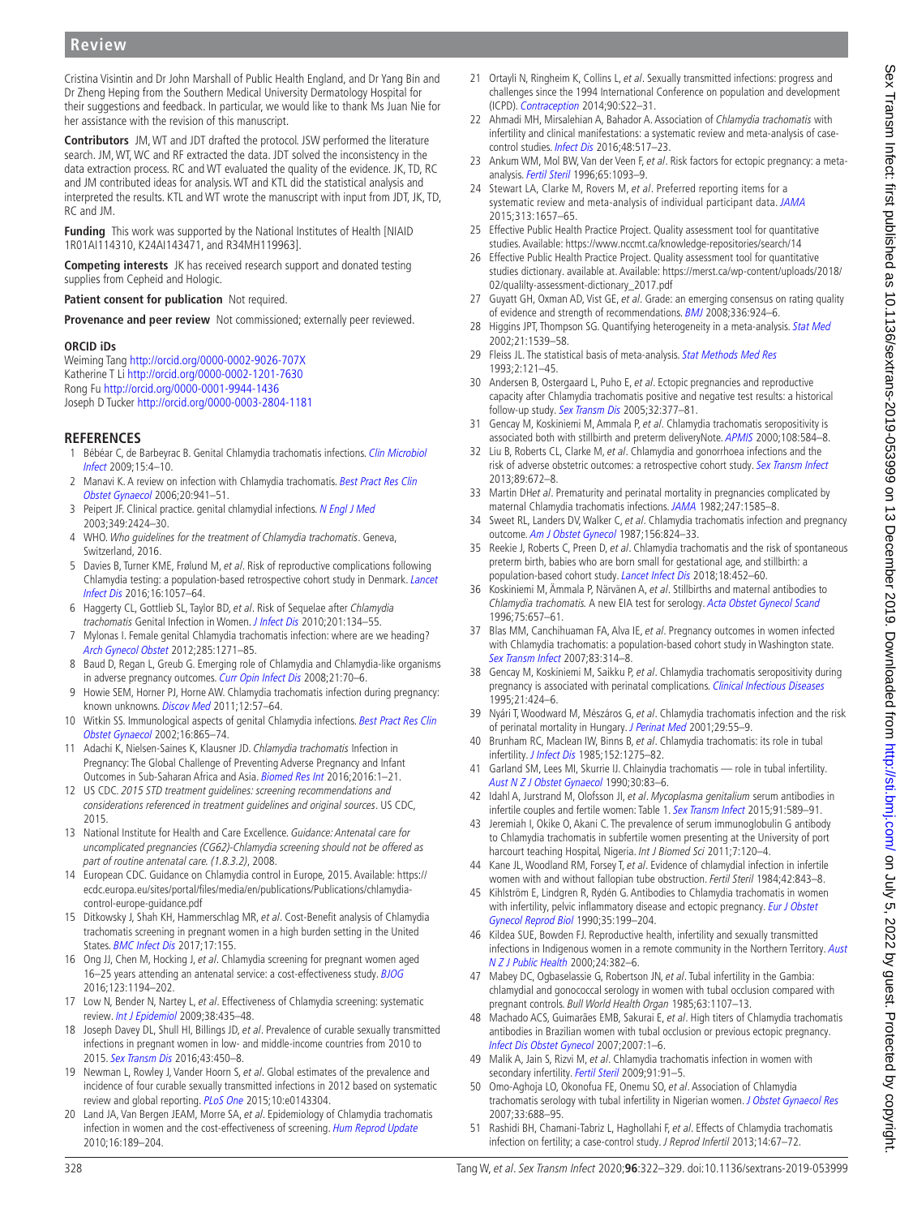Cristina Visintin and Dr John Marshall of Public Health England, and Dr Yang Bin and Dr Zheng Heping from the Southern Medical University Dermatology Hospital for their suggestions and feedback. In particular, we would like to thank Ms Juan Nie for her assistance with the revision of this manuscript.

**Contributors** JM, WT and JDT drafted the protocol. JSW performed the literature search. JM, WT, WC and RF extracted the data. JDT solved the inconsistency in the data extraction process. RC and WT evaluated the quality of the evidence. JK, TD, RC and JM contributed ideas for analysis. WT and KTL did the statistical analysis and interpreted the results. KTL and WT wrote the manuscript with input from JDT, JK, TD, RC and JM.

**Funding** This work was supported by the National Institutes of Health [NIAID 1R01AI114310, K24AI143471, and R34MH119963].

**Competing interests** JK has received research support and donated testing supplies from Cepheid and Hologic.

**Patient consent for publication** Not required.

**Provenance and peer review** Not commissioned; externally peer reviewed.

**ORCID iDs**

Weiming Tang http://orcid.org/0000-0002-9026-707X
Katherine T Li http://orcid.org/0000-0002-1201-7630
Rong Fu http://orcid.org/0000-0001-9944-1436
Joseph D Tucker http://orcid.org/0000-0003-2804-1181

## REFERENCES

1. Bébéar C, de Barbeyrac B. Genital Chlamydia trachomatis infections. *Clin Microbiol Infect* 2009;15:4–10.
2. Manavi K. A review on infection with Chlamydia trachomatis. *Best Pract Res Clin Obstet Gynaecol* 2006;20:941–51.
3. Peipert JF. Clinical practice. genital chlamydial infections. *N Engl J Med* 2003;349:2424–30.
4. WHO. *Who guidelines for the treatment of Chlamydia trachomatis*. Geneva, Switzerland, 2016.
5. Davies B, Turner KME, Frølund M, *et al*. Risk of reproductive complications following Chlamydia testing: a population-based retrospective cohort study in Denmark. *Lancet Infect Dis* 2016;16:1057–64.
6. Haggerty CL, Gottlieb SL, Taylor BD, *et al*. Risk of Sequelae after *Chlamydia trachomatis* Genital Infection in Women. *J Infect Dis* 2010;201:134–55.
7. Mylonas I. Female genital Chlamydia trachomatis infection: where are we heading? *Arch Gynecol Obstet* 2012;285:1271–85.
8. Baud D, Regan L, Greub G. Emerging role of Chlamydia and Chlamydia-like organisms in adverse pregnancy outcomes. *Curr Opin Infect Dis* 2008;21:70–6.
9. Howie SEM, Horner PJ, Horne AW. Chlamydia trachomatis infection during pregnancy: known unknowns. *Discov Med* 2011;12:57–64.
10. Witkin SS. Immunological aspects of genital Chlamydia infections. *Best Pract Res Clin Obstet Gynaecol* 2002;16:865–74.
11. Adachi K, Nielsen-Saines K, Klausner JD. *Chlamydia trachomatis* Infection in Pregnancy: The Global Challenge of Preventing Adverse Pregnancy and Infant Outcomes in Sub-Saharan Africa and Asia. *Biomed Res Int* 2016;2016:1–21.
12. US CDC. *2015 STD treatment guidelines: screening recommendations and considerations referenced in treatment guidelines and original sources*. US CDC, 2015.
13. National Institute for Health and Care Excellence. *Guidance: Antenatal care for uncomplicated pregnancies (CG62)-Chlamydia screening should not be offered as part of routine antenatal care. (1.8.3.2)*, 2008.
14. European CDC. Guidance on Chlamydia control in Europe, 2015. Available: https://ecdc.europa.eu/sites/portal/files/media/en/publications/Publications/chlamydia-control-europe-guidance.pdf
15. Ditkowsky J, Shah KH, Hammerschlag MR, *et al*. Cost-Benefit analysis of Chlamydia trachomatis screening in pregnant women in a high burden setting in the United States. *BMC Infect Dis* 2017;17:155.
16. Ong JJ, Chen M, Hocking J, *et al*. Chlamydia screening for pregnant women aged 16–25 years attending an antenatal service: a cost-effectiveness study. *BJOG* 2016;123:1194–202.
17. Low N, Bender N, Nartey L, *et al*. Effectiveness of Chlamydia screening: systematic review. *Int J Epidemiol* 2009;38:435–48.
18. Joseph Davey DL, Shull HI, Billings JD, *et al*. Prevalence of curable sexually transmitted infections in pregnant women in low- and middle-income countries from 2010 to 2015. *Sex Transm Dis* 2016;43:450–8.
19. Newman L, Rowley J, Vander Hoorn S, *et al*. Global estimates of the prevalence and incidence of four curable sexually transmitted infections in 2012 based on systematic review and global reporting. *PLoS One* 2015;10:e0143304.
20. Land JA, Van Bergen JEAM, Morre SA, *et al*. Epidemiology of Chlamydia trachomatis infection in women and the cost-effectiveness of screening. *Hum Reprod Update* 2010;16:189–204.
21. Ortayli N, Ringheim K, Collins L, *et al*. Sexually transmitted infections: progress and challenges since the 1994 International Conference on population and development (ICPD). *Contraception* 2014;90:S22–31.
22. Ahmadi MH, Mirsalehian A, Bahador A. Association of *Chlamydia trachomatis* with infertility and clinical manifestations: a systematic review and meta-analysis of case-control studies. *Infect Dis* 2016;48:517–23.
23. Ankum WM, Mol BW, Van der Veen F, *et al*. Risk factors for ectopic pregnancy: a meta-analysis. *Fertil Steril* 1996;65:1093–9.
24. Stewart LA, Clarke M, Rovers M, *et al*. Preferred reporting items for a systematic review and meta-analysis of individual participant data. *JAMA* 2015;313:1657–65.
25. Effective Public Health Practice Project. Quality assessment tool for quantitative studies. Available: https://www.nccmt.ca/knowledge-repositories/search/14
26. Effective Public Health Practice Project. Quality assessment tool for quantitative studies dictionary. available at. Available: https://merst.ca/wp-content/uploads/2018/02/quality-assessment-dictionary_2017.pdf
27. Guyatt GH, Oxman AD, Vist GE, *et al*. Grade: an emerging consensus on rating quality of evidence and strength of recommendations. *BMJ* 2008;336:924–6.
28. Higgins JPT, Thompson SG. Quantifying heterogeneity in a meta-analysis. *Stat Med* 2002;21:1539–58.
29. Fleiss JL. The statistical basis of meta-analysis. *Stat Methods Med Res* 1993;2:121–45.
30. Andersen B, Ostergaard L, Puho E, *et al*. Ectopic pregnancies and reproductive capacity after Chlamydia trachomatis positive and negative test results: a historical follow-up study. *Sex Transm Dis* 2005;32:377–81.
31. Gencay M, Koskiniemi M, Ammala P, *et al*. Chlamydia trachomatis seropositivity is associated both with stillbirth and preterm deliveryNote. *APMIS* 2000;108:584–8.
32. Liu B, Roberts CL, Clarke M, *et al*. Chlamydia and gonorrhoea infections and the risk of adverse obstetric outcomes: a retrospective cohort study. *Sex Transm Infect* 2013;89:672–8.
33. Martin DH*et al*. Prematurity and perinatal mortality in pregnancies complicated by maternal Chlamydia trachomatis infections. *JAMA* 1982;247:1585–8.
34. Sweet RL, Landers DV, Walker C, *et al*. Chlamydia trachomatis infection and pregnancy outcome. *Am J Obstet Gynecol* 1987;156:824–33.
35. Reekie J, Roberts C, Preen D, *et al*. Chlamydia trachomatis and the risk of spontaneous preterm birth, babies who are born small for gestational age, and stillbirth: a population-based cohort study. *Lancet Infect Dis* 2018;18:452–60.
36. Koskiniemi M, Ämmala P, Närvänen A, *et al*. Stillbirths and maternal antibodies to *Chlamydia trachomatis*. A new EIA test for serology. *Acta Obstet Gynecol Scand* 1996;75:657–61.
37. Blas MM, Canchihuaman FA, Alva IE, *et al*. Pregnancy outcomes in women infected with Chlamydia trachomatis: a population-based cohort study in Washington state. *Sex Transm Infect* 2007;83:314–8.
38. Gencay M, Koskiniemi M, Saikku P, *et al*. Chlamydia trachomatis seropositivity during pregnancy is associated with perinatal complications. *Clinical Infectious Diseases* 1995;21:424–6.
39. Nyári T, Woodward M, Mészáros G, *et al*. Chlamydia trachomatis infection and the risk of perinatal mortality in Hungary. *J Perinat Med* 2001;29:55–9.
40. Brunham RC, Maclean IW, Binns B, *et al*. Chlamydia trachomatis: its role in tubal infertility. *J Infect Dis* 1985;152:1275–82.
41. Garland SM, Lees MI, Skurrie IJ. Chlainydia trachomatis — role in tubal infertility. *Aust N Z J Obstet Gynaecol* 1990;30:83–6.
42. Idahl A, Jurstrand M, Olofsson JI, *et al*. *Mycoplasma genitalium* serum antibodies in infertile couples and fertile women: Table 1. *Sex Transm Infect* 2015;91:589–91.
43. Jeremiah I, Okike O, Akani C. The prevalence of serum immunoglobulin G antibody to Chlamydia trachomatis in subfertile women presenting at the University of port harcourt teaching Hospital, Nigeria. *Int J Biomed Sci* 2011;7:120–4.
44. Kane JL, Woodland RM, Forsey T, *et al*. Evidence of chlamydial infection in infertile women with and without fallopian tube obstruction. *Fertil Steril* 1984;42:843–8.
45. Kihlström E, Lindgren R, Rydén G. Antibodies to Chlamydia trachomatis in women with infertility, pelvic inflammatory disease and ectopic pregnancy. *Eur J Obstet Gynecol Reprod Biol* 1990;35:199–204.
46. Kildea SUE, Bowden FJ. Reproductive health, infertility and sexually transmitted infections in Indigenous women in a remote community in the Northern Territory. *Aust N Z J Public Health* 2000;24:382–6.
47. Mabey DC, Ogbaselassie G, Robertson JN, *et al*. Tubal infertility in the Gambia: chlamydial and gonococcal serology in women with tubal occlusion compared with pregnant controls. *Bull World Health Organ* 1985;63:1107–13.
48. Machado ACS, Guimarães EMB, Sakurai E, *et al*. High titers of Chlamydia trachomatis antibodies in Brazilian women with tubal occlusion or previous ectopic pregnancy. *Infect Dis Obstet Gynecol* 2007;2007:1–6.
49. Malik A, Jain S, Rizvi M, *et al*. Chlamydia trachomatis infection in women with secondary infertility. *Fertil Steril* 2009;91:91–5.
50. Omo-Aghoja LO, Okonofua FE, Onemu SO, *et al*. Association of Chlamydia trachomatis serology with tubal infertility in Nigerian women. *J Obstet Gynaecol Res* 2007;33:688–95.
51. Rashidi BH, Chamani-Tabriz L, Haghollahi F, *et al*. Effects of Chlamydia trachomatis infection on fertility; a case-control study. *J Reprod Infertil* 2013;14:67–72.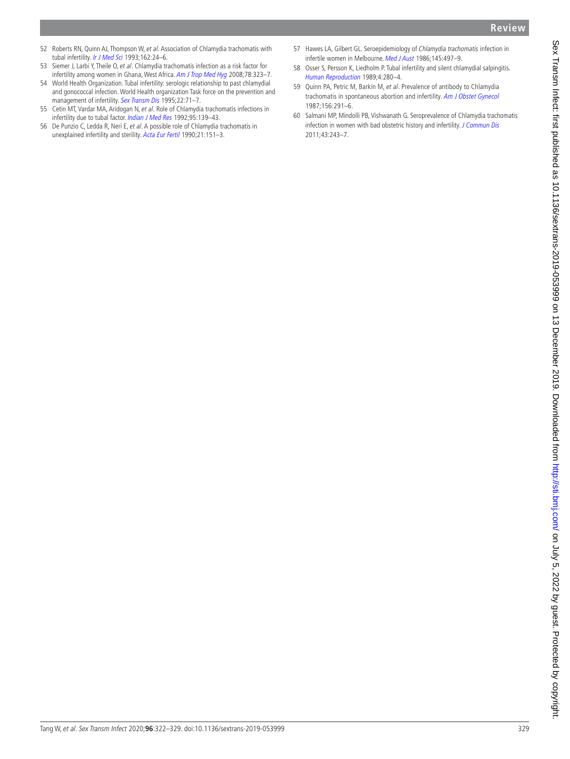52 Roberts RN, Quinn AJ, Thompson W, *et al*. Association of Chlamydia trachomatis with tubal infertility. *Ir J Med Sci* 1993;162:24–6.

53 Siemer J, Larbi Y, Theile O, *et al*. Chlamydia trachomatis infection as a risk factor for infertility among women in Ghana, West Africa. *Am J Trop Med Hyg* 2008;78:323–7.

54 World Health Organization. Tubal infertility: serologic relationship to past chlamydial and gonococcal infection. World Health organization Task force on the prevention and management of infertility. *Sex Transm Dis* 1995;22:71–7.

55 Cetin MT, Vardar MA, Aridogan N, *et al*. Role of Chlamydia trachomatis infections in infertility due to tubal factor. *Indian J Med Res* 1992;95:139–43.

56 De Punzio C, Ledda R, Neri E, *et al*. A possible role of Chlamydia trachomatis in unexplained infertility and sterility. *Acta Eur Fertil* 1990;21:151–3.

57 Hawes LA, Gilbert GL. Seroepidemiology of *Chlamydia trachomatis* infection in infertile women in Melbourne. *Med J Aust* 1986;145:497–9.

58 Osser S, Persson K, Liedholm P. Tubal infertility and silent chlamydial salpingitis. *Human Reproduction* 1989;4:280–4.

59 Quinn PA, Petric M, Barkin M, *et al*. Prevalence of antibody to Chlamydia trachomatis in spontaneous abortion and infertility. *Am J Obstet Gynecol* 1987;156:291–6.

60 Salmani MP, Mindolli PB, Vishwanath G. Seroprevalence of Chlamydia trachomatis infection in women with bad obstetric history and infertility. *J Commun Dis* 2011;43:243–7.